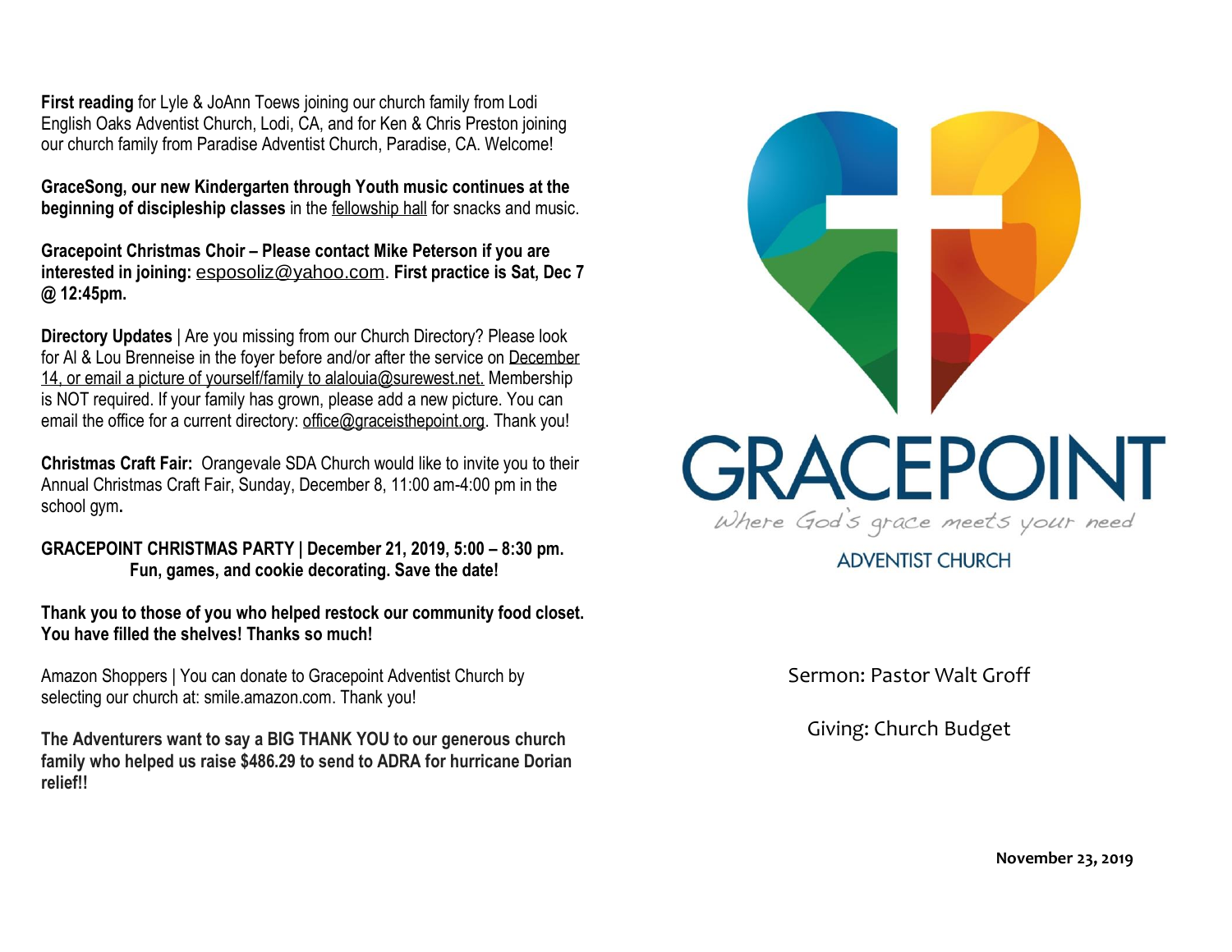**First reading** for Lyle & JoAnn Toews joining our church family from Lodi English Oaks Adventist Church, Lodi, CA, and for Ken & Chris Preston joining our church family from Paradise Adventist Church, Paradise, CA. Welcome!

**GraceSong, our new Kindergarten through Youth music continues at the beginning of discipleship classes** in the fellowship hall for snacks and music.

**Gracepoint Christmas Choir – Please contact Mike Peterson if you are interested in joining:** esposoliz@yahoo.com. **First practice is Sat, Dec 7 @ 12:45pm.**

**Directory Updates** | Are you missing from our Church Directory? Please look for Al & Lou Brenneise in the foyer before and/or after the service on December 14, or email a picture of yourself/family to alalouia@surewest.net. Membership is NOT required. If your family has grown, please add a new picture. You can email the office for a current directory: office@graceisthepoint.org. Thank you!

**Christmas Craft Fair:** Orangevale SDA Church would like to invite you to their Annual Christmas Craft Fair, Sunday, December 8, 11:00 am-4:00 pm in the school gym**.**

**GRACEPOINT CHRISTMAS PARTY | December 21, 2019, 5:00 – 8:30 pm. Fun, games, and cookie decorating. Save the date!**

**Thank you to those of you who helped restock our community food closet. You have filled the shelves! Thanks so much!**

Amazon Shoppers | You can donate to Gracepoint Adventist Church by selecting our church at: smile.amazon.com. Thank you!

**The Adventurers want to say a BIG THANK YOU to our generous church family who helped us raise $486.29 to send to ADRA for hurricane Dorian relief!!**

# GRACEPOINT

*Where God's grace meets your need*

ADVENTIST CHURCH

Sermon: Pastor Walt Groff

Giving: Church Budget

**November 23, 2019**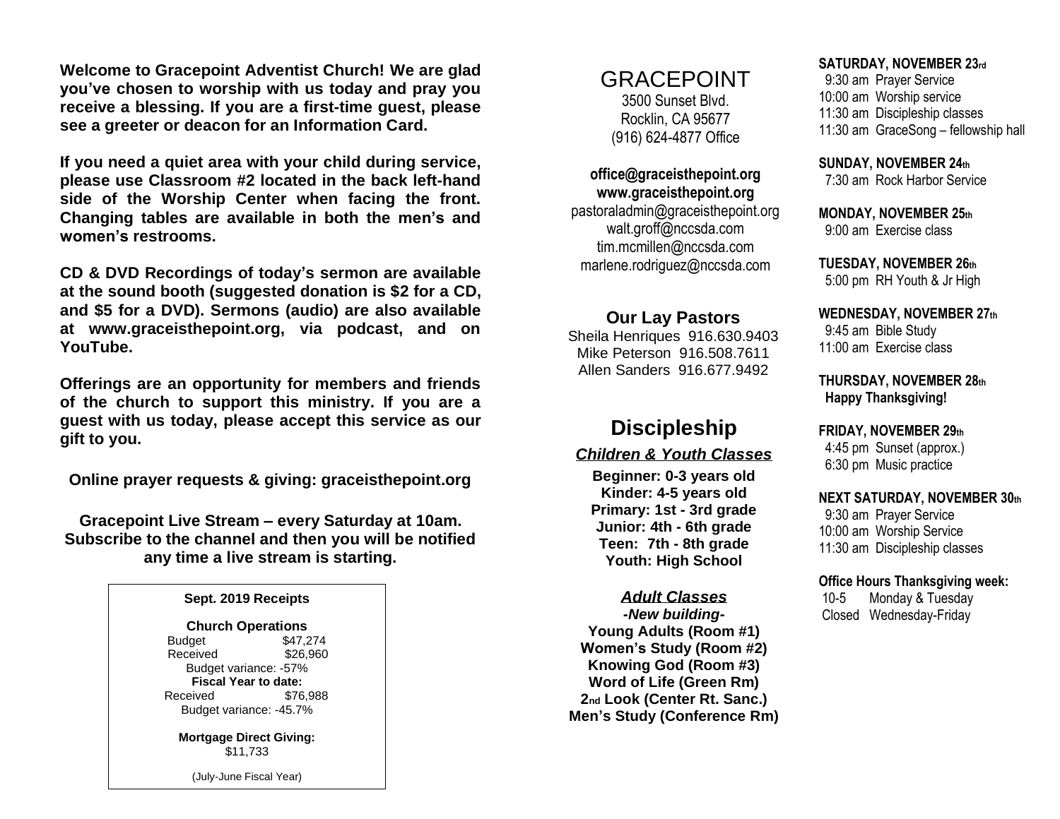**Welcome to Gracepoint Adventist Church! We are glad you've chosen to worship with us today and pray you receive a blessing. If you are a first-time guest, please see a greeter or deacon for an Information Card.**

**If you need a quiet area with your child during service, please use Classroom #2 located in the back left-hand side of the Worship Center when facing the front. Changing tables are available in both the men's and women's restrooms.**

**CD & DVD Recordings of today's sermon are available at the sound booth (suggested donation is $2 for a CD, and $5 for a DVD). Sermons (audio) are also available at www.graceisthepoint.org, via podcast, and on YouTube.**

**Offerings are an opportunity for members and friends of the church to support this ministry. If you are a guest with us today, please accept this service as our gift to you.**

**Online prayer requests & giving: graceisthepoint.org**

**Gracepoint Live Stream – every Saturday at 10am. Subscribe to the channel and then you will be notified any time a live stream is starting.**

**Sept. 2019 Receipts**

**Church Operations**

| | |
|---|---|
| Budget | $47,274 |
| Received | $26,960 |

Budget variance: -57%

**Fiscal Year to date:**

| | |
|---|---|
| Received | $76,988 |

Budget variance: -45.7%

**Mortgage Direct Giving:**
$11,733

(July-June Fiscal Year)

# GRACEPOINT

3500 Sunset Blvd.
Rocklin, CA 95677
(916) 624-4877 Office

**office@graceisthepoint.org**
**www.graceisthepoint.org**
pastoraladmin@graceisthepoint.org
walt.groff@nccsda.com
tim.mcmillen@nccsda.com
marlene.rodriguez@nccsda.com

## Our Lay Pastors

Sheila Henriques 916.630.9403
Mike Peterson 916.508.7611
Allen Sanders 916.677.9492

## Discipleship

***Children & Youth Classes***

**Beginner: 0-3 years old**
**Kinder: 4-5 years old**
**Primary: 1st - 3rd grade**
**Junior: 4th - 6th grade**
**Teen: 7th - 8th grade**
**Youth: High School**

***Adult Classes***

***-New building-***

**Young Adults (Room #1)**
**Women's Study (Room #2)**
**Knowing God (Room #3)**
**Word of Life (Green Rm)**
**2nd Look (Center Rt. Sanc.)**
**Men's Study (Conference Rm)**

**SATURDAY, NOVEMBER 23rd**
9:30 am Prayer Service
10:00 am Worship service
11:30 am Discipleship classes
11:30 am GraceSong – fellowship hall

**SUNDAY, NOVEMBER 24th**
7:30 am Rock Harbor Service

**MONDAY, NOVEMBER 25th**
9:00 am Exercise class

**TUESDAY, NOVEMBER 26th**
5:00 pm RH Youth & Jr High

**WEDNESDAY, NOVEMBER 27th**
9:45 am Bible Study
11:00 am Exercise class

**THURSDAY, NOVEMBER 28th**
**Happy Thanksgiving!**

**FRIDAY, NOVEMBER 29th**
4:45 pm Sunset (approx.)
6:30 pm Music practice

**NEXT SATURDAY, NOVEMBER 30th**
9:30 am Prayer Service
10:00 am Worship Service
11:30 am Discipleship classes

**Office Hours Thanksgiving week:**
10-5 Monday & Tuesday
Closed Wednesday-Friday